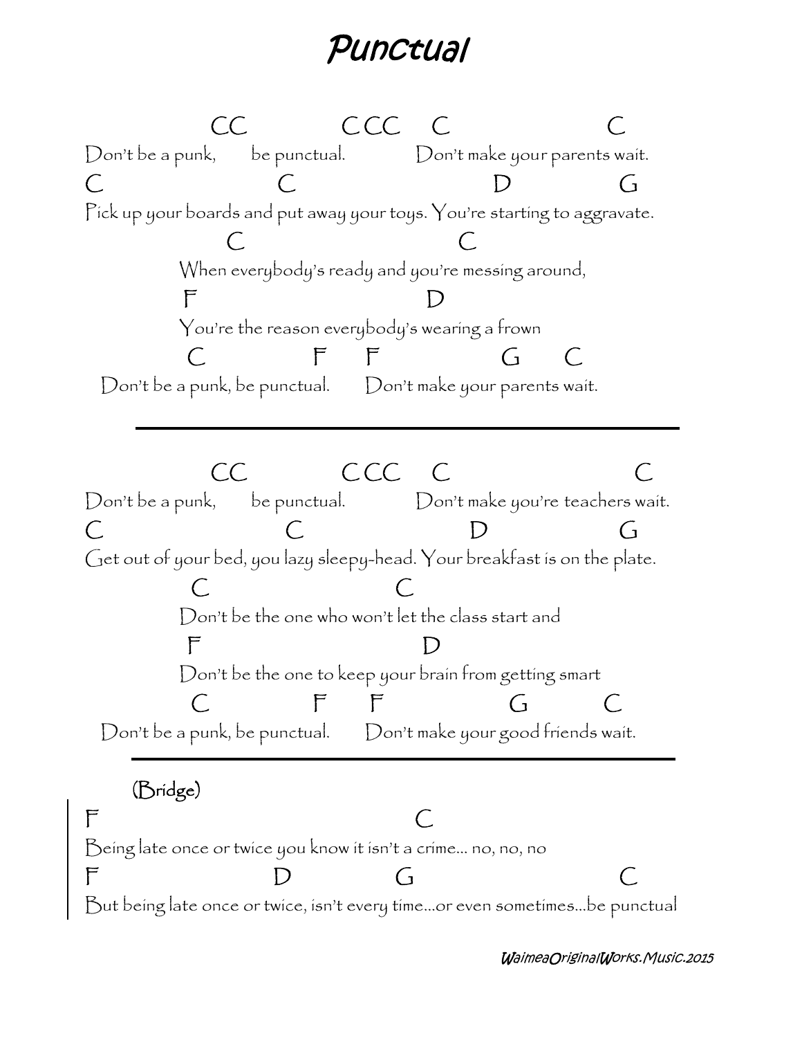# Punctual

```
              CC           CCC   C                C
Don't be a punk,     be punctual.        Don't make your parents wait.
C                   C                         D            G
Pick up your boards and put away your toys. You're starting to aggravate.
            C                          C
          When everybody's ready and you're messing around,
          F                          D
          You're the reason everybody's wearing a frown
           C            F     F               G      C
  Don't be a punk, be punctual.     Don't make your parents wait.
```

---

```
              CC           CCC   C                   C
Don't be a punk,     be punctual.        Don't make you're teachers wait.
C                      C                      D               G
Get out of your bed, you lazy sleepy-head. Your breakfast is on the plate.
           C                     C
          Don't be the one who won't let the class start and
           F                        D
          Don't be the one to keep your brain from getting smart
           C            F     F                G          C
  Don't be a punk, be punctual.     Don't make your good friends wait.
```

---

(Bridge)

```
F                                      C
Being late once or twice you know it isn't a crime... no, no, no
F                   D           G                              C
But being late once or twice, isn't every time...or even sometimes...be punctual
```

*WaimeaOriginalWorks.Music.2015*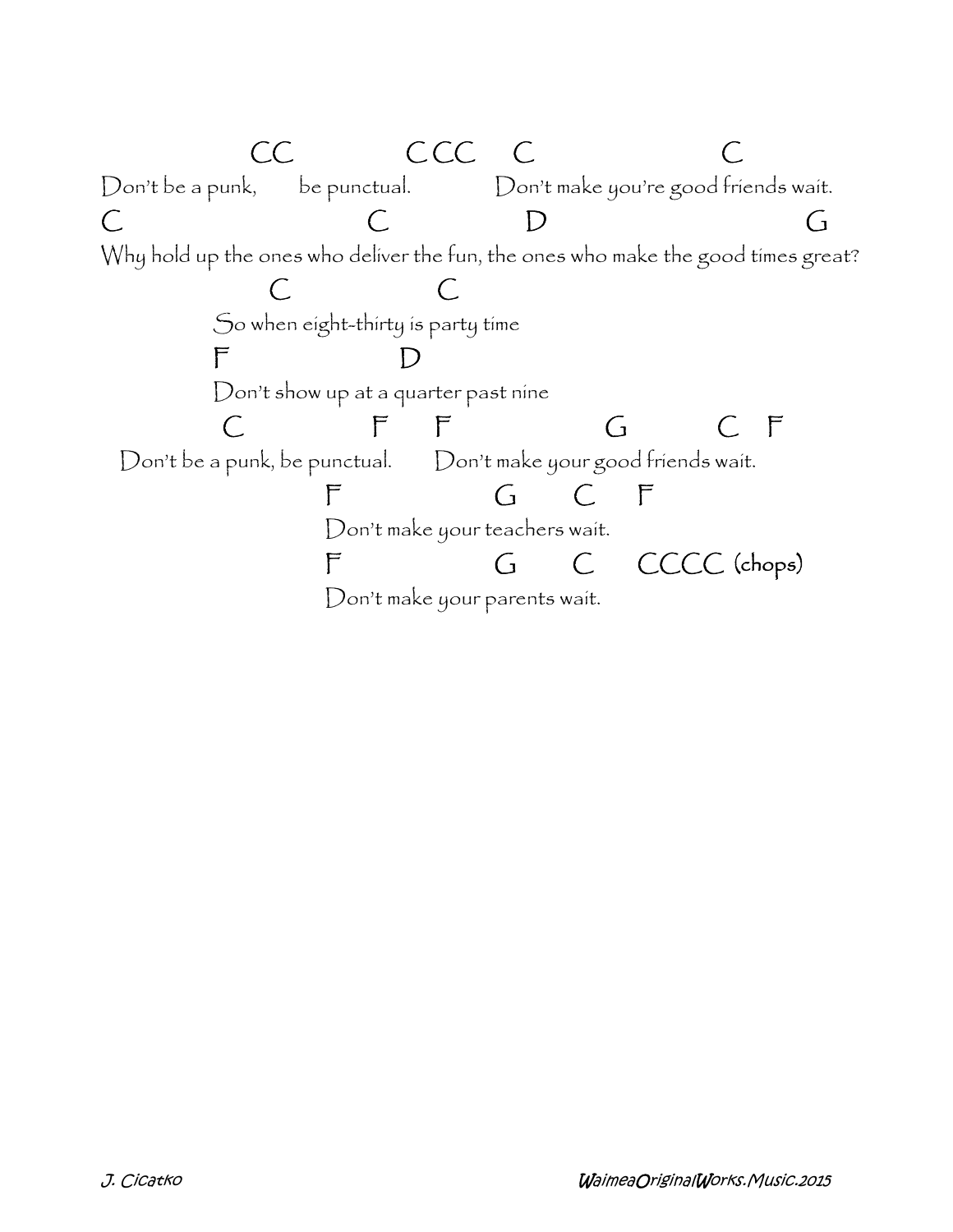```
                  CC              CCC    C                    C
Don't be a punk,      be punctual.         Don't make you're good friends wait.
C                         C            D                          G
Why hold up the ones who deliver the fun, the ones who make the good times great?
              C             C
         So when eight-thirty is party time
         F                 D
         Don't show up at a quarter past nine
          C            F     F             G         C   F
   Don't be a punk, be punctual.     Don't make your good friends wait.
                    F            G      C    F
                    Don't make your teachers wait.
                    F            G      C    CCCC (chops)
                    Don't make your parents wait.
```

*J. Cicatko* *WaimeaOriginalWorks.Music.2015*